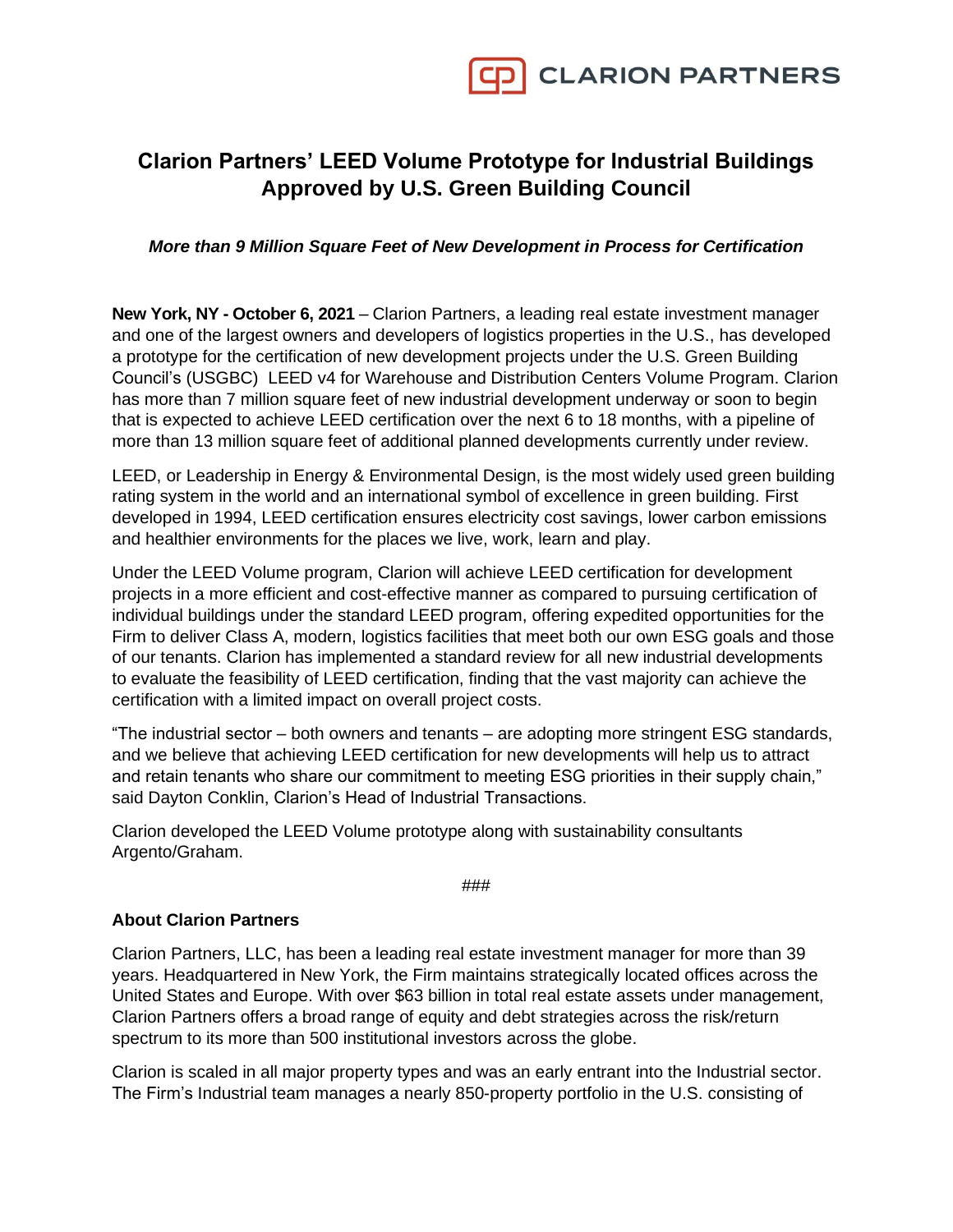# Clarion Partners' LEED Volume Prototype for Industrial Buildings Approved by U.S. Green Building Council

***More than 9 Million Square Feet of New Development in Process for Certification***

**New York, NY - October 6, 2021** – Clarion Partners, a leading real estate investment manager and one of the largest owners and developers of logistics properties in the U.S., has developed a prototype for the certification of new development projects under the U.S. Green Building Council's (USGBC) LEED v4 for Warehouse and Distribution Centers Volume Program. Clarion has more than 7 million square feet of new industrial development underway or soon to begin that is expected to achieve LEED certification over the next 6 to 18 months, with a pipeline of more than 13 million square feet of additional planned developments currently under review.

LEED, or Leadership in Energy & Environmental Design, is the most widely used green building rating system in the world and an international symbol of excellence in green building. First developed in 1994, LEED certification ensures electricity cost savings, lower carbon emissions and healthier environments for the places we live, work, learn and play.

Under the LEED Volume program, Clarion will achieve LEED certification for development projects in a more efficient and cost-effective manner as compared to pursuing certification of individual buildings under the standard LEED program, offering expedited opportunities for the Firm to deliver Class A, modern, logistics facilities that meet both our own ESG goals and those of our tenants. Clarion has implemented a standard review for all new industrial developments to evaluate the feasibility of LEED certification, finding that the vast majority can achieve the certification with a limited impact on overall project costs.

"The industrial sector – both owners and tenants – are adopting more stringent ESG standards, and we believe that achieving LEED certification for new developments will help us to attract and retain tenants who share our commitment to meeting ESG priorities in their supply chain," said Dayton Conklin, Clarion's Head of Industrial Transactions.

Clarion developed the LEED Volume prototype along with sustainability consultants Argento/Graham.

###

**About Clarion Partners**

Clarion Partners, LLC, has been a leading real estate investment manager for more than 39 years. Headquartered in New York, the Firm maintains strategically located offices across the United States and Europe. With over $63 billion in total real estate assets under management, Clarion Partners offers a broad range of equity and debt strategies across the risk/return spectrum to its more than 500 institutional investors across the globe.

Clarion is scaled in all major property types and was an early entrant into the Industrial sector. The Firm's Industrial team manages a nearly 850-property portfolio in the U.S. consisting of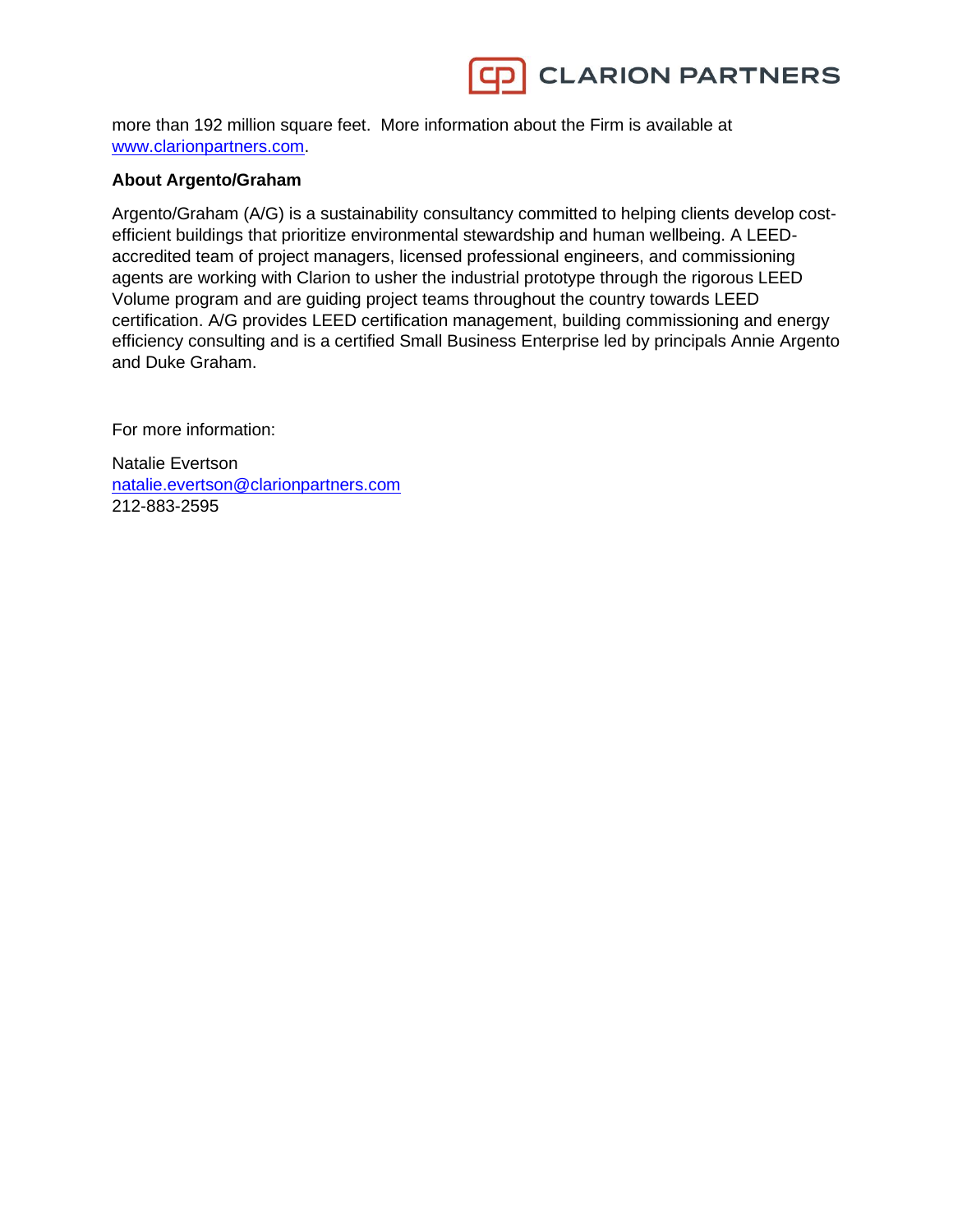more than 192 million square feet. More information about the Firm is available at www.clarionpartners.com.

**About Argento/Graham**

Argento/Graham (A/G) is a sustainability consultancy committed to helping clients develop cost-efficient buildings that prioritize environmental stewardship and human wellbeing. A LEED-accredited team of project managers, licensed professional engineers, and commissioning agents are working with Clarion to usher the industrial prototype through the rigorous LEED Volume program and are guiding project teams throughout the country towards LEED certification. A/G provides LEED certification management, building commissioning and energy efficiency consulting and is a certified Small Business Enterprise led by principals Annie Argento and Duke Graham.

For more information:

Natalie Evertson
natalie.evertson@clarionpartners.com
212-883-2595